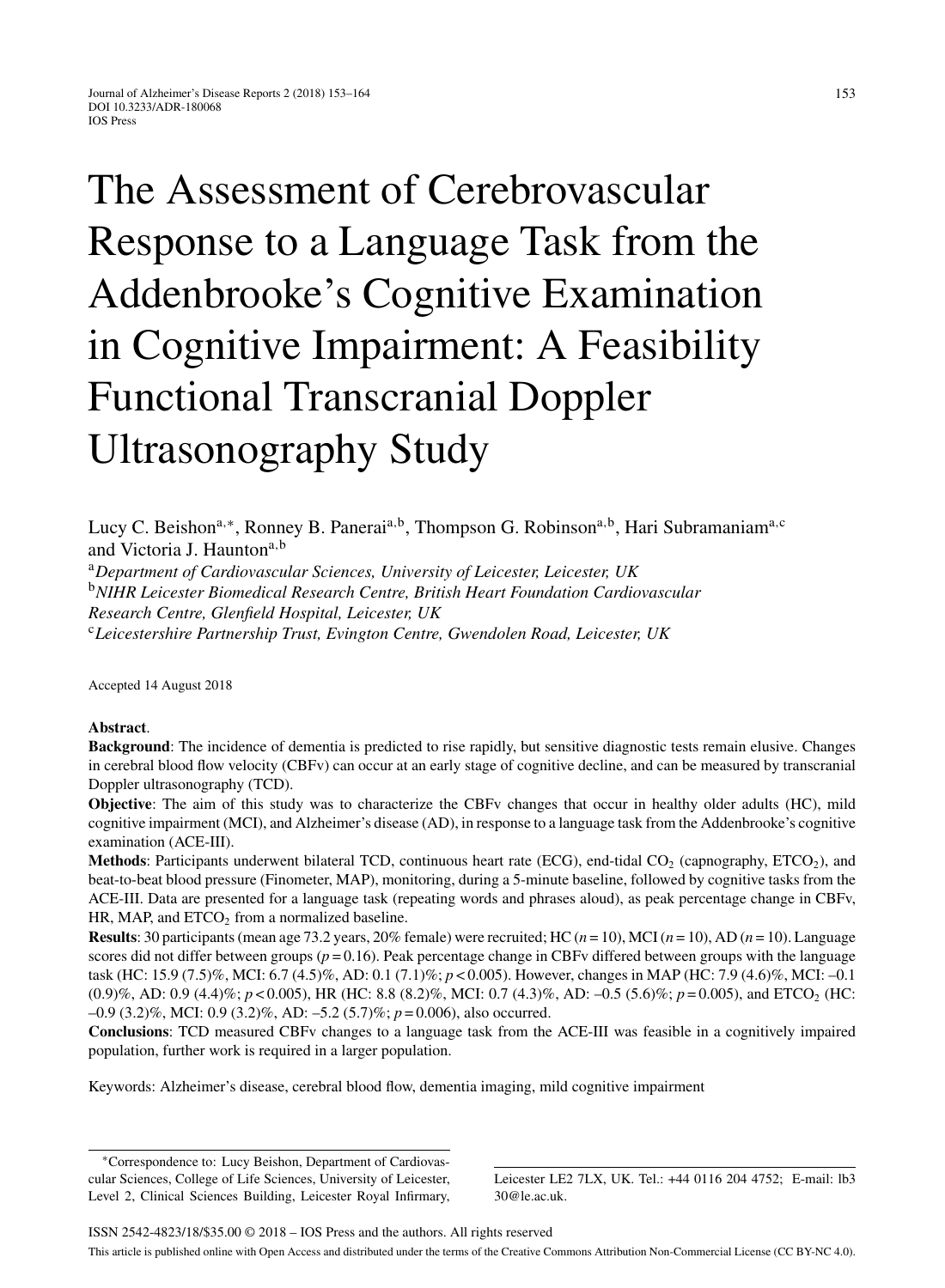# The Assessment of Cerebrovascular Response to a Language Task from the Addenbrooke's Cognitive Examination in Cognitive Impairment: A Feasibility Functional Transcranial Doppler Ultrasonography Study

Lucy C. Beishon[a,*], Ronney B. Panerai[a,b], Thompson G. Robinson[a,b], Hari Subramaniam[a,c] and Victoria J. Haunton[a,b]

[a]*Department of Cardiovascular Sciences, University of Leicester, Leicester, UK*

[b]*NIHR Leicester Biomedical Research Centre, British Heart Foundation Cardiovascular Research Centre, Glenfield Hospital, Leicester, UK*

[c]*Leicestershire Partnership Trust, Evington Centre, Gwendolen Road, Leicester, UK*

Accepted 14 August 2018

**Abstract**.

**Background**: The incidence of dementia is predicted to rise rapidly, but sensitive diagnostic tests remain elusive. Changes in cerebral blood flow velocity (CBFv) can occur at an early stage of cognitive decline, and can be measured by transcranial Doppler ultrasonography (TCD).

**Objective**: The aim of this study was to characterize the CBFv changes that occur in healthy older adults (HC), mild cognitive impairment (MCI), and Alzheimer's disease (AD), in response to a language task from the Addenbrooke's cognitive examination (ACE-III).

**Methods**: Participants underwent bilateral TCD, continuous heart rate (ECG), end-tidal $CO_2$ (capnography, $ETCO_2$), and beat-to-beat blood pressure (Finometer, MAP), monitoring, during a 5-minute baseline, followed by cognitive tasks from the ACE-III. Data are presented for a language task (repeating words and phrases aloud), as peak percentage change in CBFv, HR, MAP, and $ETCO_2$ from a normalized baseline.

**Results**: 30 participants (mean age 73.2 years, 20% female) were recruited; HC ($n = 10$), MCI ($n = 10$), AD ($n = 10$). Language scores did not differ between groups ($p = 0.16$). Peak percentage change in CBFv differed between groups with the language task (HC: 15.9 (7.5)%, MCI: 6.7 (4.5)%, AD: 0.1 (7.1)%; $p < 0.005$). However, changes in MAP (HC: 7.9 (4.6)%, MCI: –0.1 (0.9)%, AD: 0.9 (4.4)%; $p < 0.005$), HR (HC: 8.8 (8.2)%, MCI: 0.7 (4.3)%, AD: –0.5 (5.6)%; $p = 0.005$), and $ETCO_2$ (HC: –0.9 (3.2)%, MCI: 0.9 (3.2)%, AD: –5.2 (5.7)%; $p = 0.006$), also occurred.

**Conclusions**: TCD measured CBFv changes to a language task from the ACE-III was feasible in a cognitively impaired population, further work is required in a larger population.

Keywords: Alzheimer's disease, cerebral blood flow, dementia imaging, mild cognitive impairment

---

*Correspondence to: Lucy Beishon, Department of Cardiovascular Sciences, College of Life Sciences, University of Leicester, Level 2, Clinical Sciences Building, Leicester Royal Infirmary, Leicester LE2 7LX, UK. Tel.: +44 0116 204 4752; E-mail: lb330@le.ac.uk.

ISSN 2542-4823/18/$35.00 © 2018 – IOS Press and the authors. All rights reserved

This article is published online with Open Access and distributed under the terms of the Creative Commons Attribution Non-Commercial License (CC BY-NC 4.0).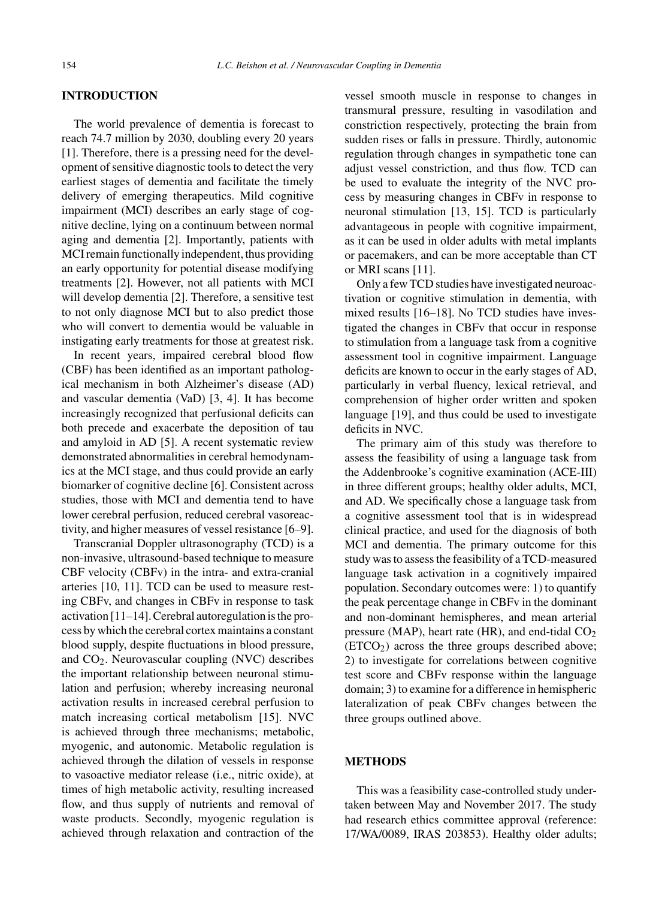## INTRODUCTION

The world prevalence of dementia is forecast to reach 74.7 million by 2030, doubling every 20 years [1]. Therefore, there is a pressing need for the development of sensitive diagnostic tools to detect the very earliest stages of dementia and facilitate the timely delivery of emerging therapeutics. Mild cognitive impairment (MCI) describes an early stage of cognitive decline, lying on a continuum between normal aging and dementia [2]. Importantly, patients with MCI remain functionally independent, thus providing an early opportunity for potential disease modifying treatments [2]. However, not all patients with MCI will develop dementia [2]. Therefore, a sensitive test to not only diagnose MCI but to also predict those who will convert to dementia would be valuable in instigating early treatments for those at greatest risk.

In recent years, impaired cerebral blood flow (CBF) has been identified as an important pathological mechanism in both Alzheimer's disease (AD) and vascular dementia (VaD) [3, 4]. It has become increasingly recognized that perfusional deficits can both precede and exacerbate the deposition of tau and amyloid in AD [5]. A recent systematic review demonstrated abnormalities in cerebral hemodynamics at the MCI stage, and thus could provide an early biomarker of cognitive decline [6]. Consistent across studies, those with MCI and dementia tend to have lower cerebral perfusion, reduced cerebral vasoreactivity, and higher measures of vessel resistance [6–9].

Transcranial Doppler ultrasonography (TCD) is a non-invasive, ultrasound-based technique to measure CBF velocity (CBFv) in the intra- and extra-cranial arteries [10, 11]. TCD can be used to measure resting CBFv, and changes in CBFv in response to task activation [11–14]. Cerebral autoregulation is the process by which the cerebral cortex maintains a constant blood supply, despite fluctuations in blood pressure, and $CO_2$. Neurovascular coupling (NVC) describes the important relationship between neuronal stimulation and perfusion; whereby increasing neuronal activation results in increased cerebral perfusion to match increasing cortical metabolism [15]. NVC is achieved through three mechanisms; metabolic, myogenic, and autonomic. Metabolic regulation is achieved through the dilation of vessels in response to vasoactive mediator release (i.e., nitric oxide), at times of high metabolic activity, resulting increased flow, and thus supply of nutrients and removal of waste products. Secondly, myogenic regulation is achieved through relaxation and contraction of the vessel smooth muscle in response to changes in transmural pressure, resulting in vasodilation and constriction respectively, protecting the brain from sudden rises or falls in pressure. Thirdly, autonomic regulation through changes in sympathetic tone can adjust vessel constriction, and thus flow. TCD can be used to evaluate the integrity of the NVC process by measuring changes in CBFv in response to neuronal stimulation [13, 15]. TCD is particularly advantageous in people with cognitive impairment, as it can be used in older adults with metal implants or pacemakers, and can be more acceptable than CT or MRI scans [11].

Only a few TCD studies have investigated neuroactivation or cognitive stimulation in dementia, with mixed results [16–18]. No TCD studies have investigated the changes in CBFv that occur in response to stimulation from a language task from a cognitive assessment tool in cognitive impairment. Language deficits are known to occur in the early stages of AD, particularly in verbal fluency, lexical retrieval, and comprehension of higher order written and spoken language [19], and thus could be used to investigate deficits in NVC.

The primary aim of this study was therefore to assess the feasibility of using a language task from the Addenbrooke's cognitive examination (ACE-III) in three different groups; healthy older adults, MCI, and AD. We specifically chose a language task from a cognitive assessment tool that is in widespread clinical practice, and used for the diagnosis of both MCI and dementia. The primary outcome for this study was to assess the feasibility of a TCD-measured language task activation in a cognitively impaired population. Secondary outcomes were: 1) to quantify the peak percentage change in CBFv in the dominant and non-dominant hemispheres, and mean arterial pressure (MAP), heart rate (HR), and end-tidal $CO_2$ ($ETCO_2$) across the three groups described above; 2) to investigate for correlations between cognitive test score and CBFv response within the language domain; 3) to examine for a difference in hemispheric lateralization of peak CBFv changes between the three groups outlined above.

## METHODS

This was a feasibility case-controlled study undertaken between May and November 2017. The study had research ethics committee approval (reference: 17/WA/0089, IRAS 203853). Healthy older adults;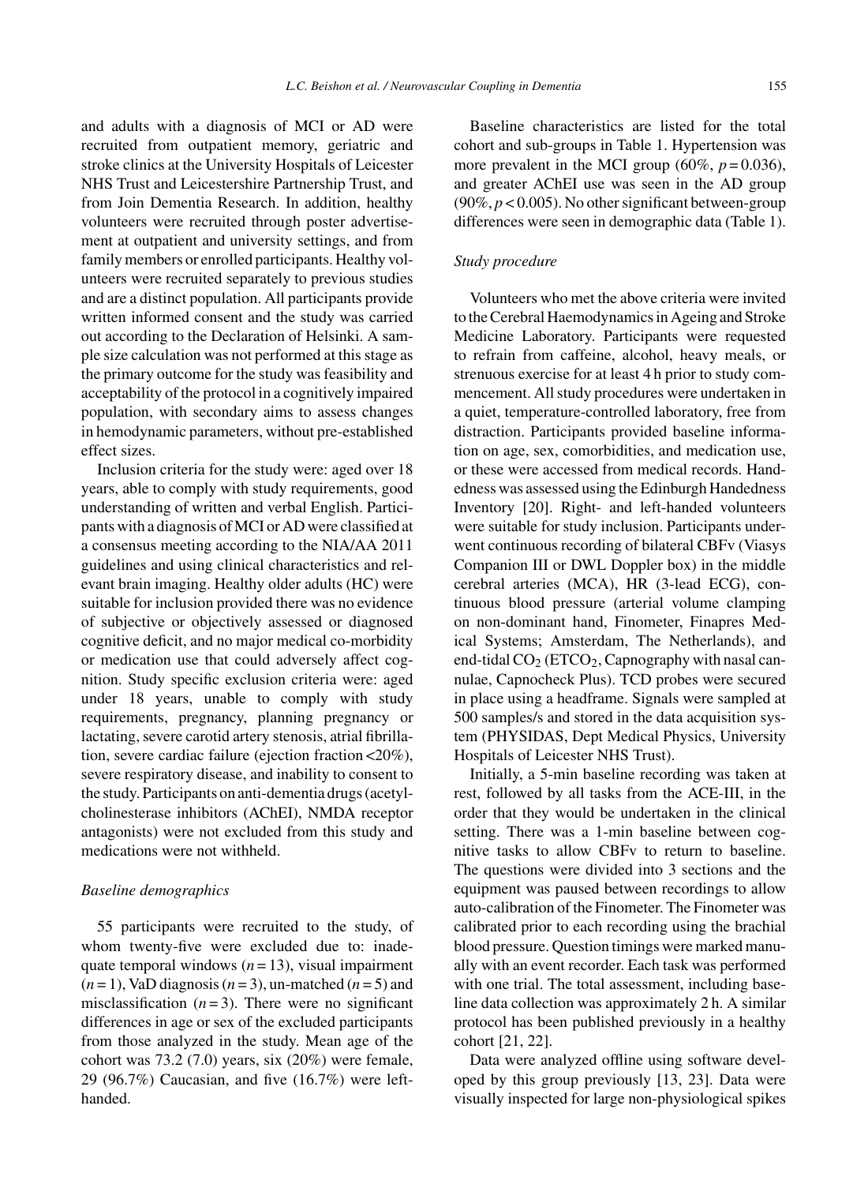and adults with a diagnosis of MCI or AD were recruited from outpatient memory, geriatric and stroke clinics at the University Hospitals of Leicester NHS Trust and Leicestershire Partnership Trust, and from Join Dementia Research. In addition, healthy volunteers were recruited through poster advertisement at outpatient and university settings, and from family members or enrolled participants. Healthy volunteers were recruited separately to previous studies and are a distinct population. All participants provide written informed consent and the study was carried out according to the Declaration of Helsinki. A sample size calculation was not performed at this stage as the primary outcome for the study was feasibility and acceptability of the protocol in a cognitively impaired population, with secondary aims to assess changes in hemodynamic parameters, without pre-established effect sizes.

Inclusion criteria for the study were: aged over 18 years, able to comply with study requirements, good understanding of written and verbal English. Participants with a diagnosis of MCI or AD were classified at a consensus meeting according to the NIA/AA 2011 guidelines and using clinical characteristics and relevant brain imaging. Healthy older adults (HC) were suitable for inclusion provided there was no evidence of subjective or objectively assessed or diagnosed cognitive deficit, and no major medical co-morbidity or medication use that could adversely affect cognition. Study specific exclusion criteria were: aged under 18 years, unable to comply with study requirements, pregnancy, planning pregnancy or lactating, severe carotid artery stenosis, atrial fibrillation, severe cardiac failure (ejection fraction <20%), severe respiratory disease, and inability to consent to the study. Participants on anti-dementia drugs (acetylcholinesterase inhibitors (AChEI), NMDA receptor antagonists) were not excluded from this study and medications were not withheld.

### *Baseline demographics*

55 participants were recruited to the study, of whom twenty-five were excluded due to: inadequate temporal windows ($n = 13$), visual impairment ($n = 1$), VaD diagnosis ($n = 3$), un-matched ($n = 5$) and misclassification ($n = 3$). There were no significant differences in age or sex of the excluded participants from those analyzed in the study. Mean age of the cohort was 73.2 (7.0) years, six (20%) were female, 29 (96.7%) Caucasian, and five (16.7%) were left-handed.

Baseline characteristics are listed for the total cohort and sub-groups in Table 1. Hypertension was more prevalent in the MCI group (60%, $p = 0.036$), and greater AChEI use was seen in the AD group (90%, $p < 0.005$). No other significant between-group differences were seen in demographic data (Table 1).

### *Study procedure*

Volunteers who met the above criteria were invited to the Cerebral Haemodynamics in Ageing and Stroke Medicine Laboratory. Participants were requested to refrain from caffeine, alcohol, heavy meals, or strenuous exercise for at least 4 h prior to study commencement. All study procedures were undertaken in a quiet, temperature-controlled laboratory, free from distraction. Participants provided baseline information on age, sex, comorbidities, and medication use, or these were accessed from medical records. Handedness was assessed using the Edinburgh Handedness Inventory [20]. Right- and left-handed volunteers were suitable for study inclusion. Participants underwent continuous recording of bilateral CBFv (Viasys Companion III or DWL Doppler box) in the middle cerebral arteries (MCA), HR (3-lead ECG), continuous blood pressure (arterial volume clamping on non-dominant hand, Finometer, Finapres Medical Systems; Amsterdam, The Netherlands), and end-tidal $CO_2$ ($ETCO_2$, Capnography with nasal cannulae, Capnocheck Plus). TCD probes were secured in place using a headframe. Signals were sampled at 500 samples/s and stored in the data acquisition system (PHYSIDAS, Dept Medical Physics, University Hospitals of Leicester NHS Trust).

Initially, a 5-min baseline recording was taken at rest, followed by all tasks from the ACE-III, in the order that they would be undertaken in the clinical setting. There was a 1-min baseline between cognitive tasks to allow CBFv to return to baseline. The questions were divided into 3 sections and the equipment was paused between recordings to allow auto-calibration of the Finometer. The Finometer was calibrated prior to each recording using the brachial blood pressure. Question timings were marked manually with an event recorder. Each task was performed with one trial. The total assessment, including baseline data collection was approximately 2 h. A similar protocol has been published previously in a healthy cohort [21, 22].

Data were analyzed offline using software developed by this group previously [13, 23]. Data were visually inspected for large non-physiological spikes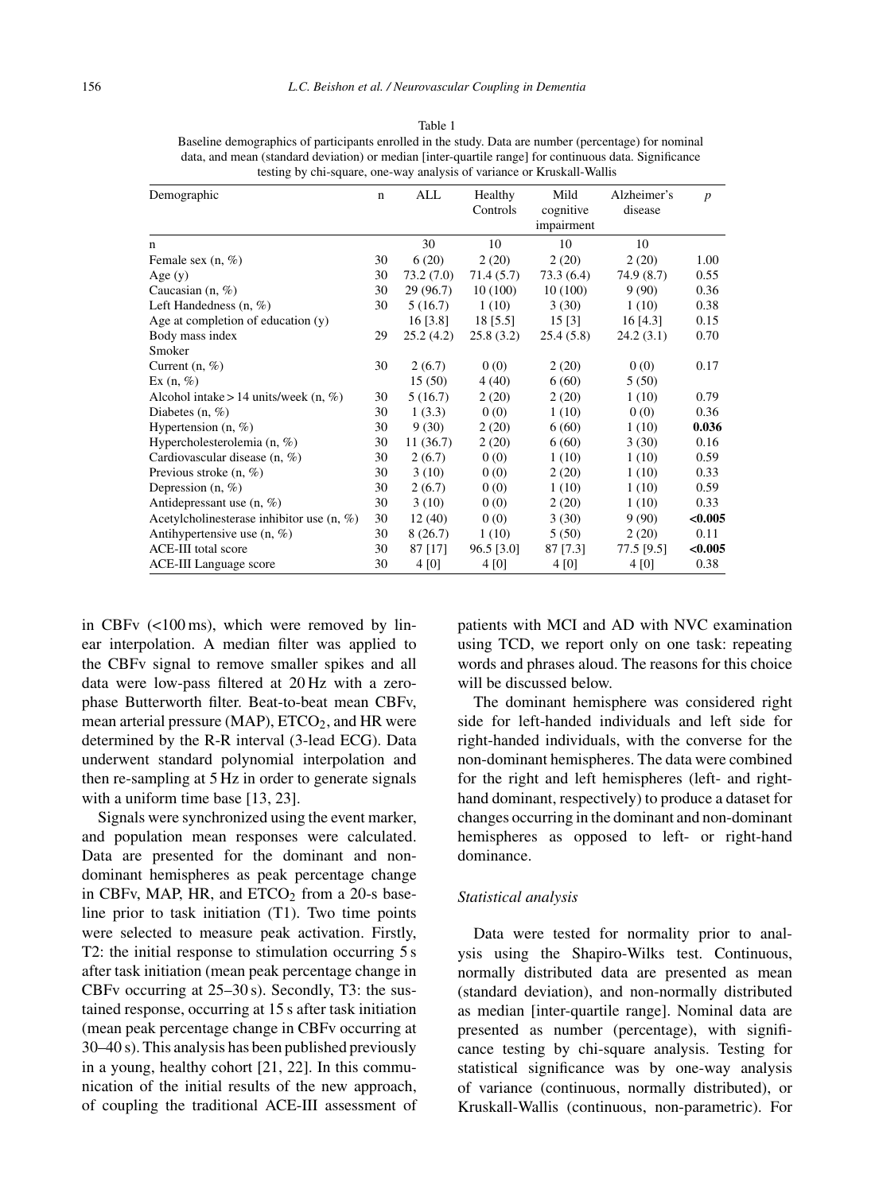Table 1
Baseline demographics of participants enrolled in the study. Data are number (percentage) for nominal data, and mean (standard deviation) or median [inter-quartile range] for continuous data. Significance testing by chi-square, one-way analysis of variance or Kruskall-Wallis

| Demographic | n | ALL | Healthy Controls | Mild cognitive impairment | Alzheimer's disease | p |
|---|---|---|---|---|---|---|
| n | | 30 | 10 | 10 | 10 | |
| Female sex (n, %) | 30 | 6 (20) | 2 (20) | 2 (20) | 2 (20) | 1.00 |
| Age (y) | 30 | 73.2 (7.0) | 71.4 (5.7) | 73.3 (6.4) | 74.9 (8.7) | 0.55 |
| Caucasian (n, %) | 30 | 29 (96.7) | 10 (100) | 10 (100) | 9 (90) | 0.36 |
| Left Handedness (n, %) | 30 | 5 (16.7) | 1 (10) | 3 (30) | 1 (10) | 0.38 |
| Age at completion of education (y) | | 16 [3.8] | 18 [5.5] | 15 [3] | 16 [4.3] | 0.15 |
| Body mass index | 29 | 25.2 (4.2) | 25.8 (3.2) | 25.4 (5.8) | 24.2 (3.1) | 0.70 |
| Smoker | | | | | | |
| Current (n, %) | 30 | 2 (6.7) | 0 (0) | 2 (20) | 0 (0) | 0.17 |
| Ex (n, %) | | 15 (50) | 4 (40) | 6 (60) | 5 (50) | |
| Alcohol intake > 14 units/week (n, %) | 30 | 5 (16.7) | 2 (20) | 2 (20) | 1 (10) | 0.79 |
| Diabetes (n, %) | 30 | 1 (3.3) | 0 (0) | 1 (10) | 0 (0) | 0.36 |
| Hypertension (n, %) | 30 | 9 (30) | 2 (20) | 6 (60) | 1 (10) | **0.036** |
| Hypercholesterolemia (n, %) | 30 | 11 (36.7) | 2 (20) | 6 (60) | 3 (30) | 0.16 |
| Cardiovascular disease (n, %) | 30 | 2 (6.7) | 0 (0) | 1 (10) | 1 (10) | 0.59 |
| Previous stroke (n, %) | 30 | 3 (10) | 0 (0) | 2 (20) | 1 (10) | 0.33 |
| Depression (n, %) | 30 | 2 (6.7) | 0 (0) | 1 (10) | 1 (10) | 0.59 |
| Antidepressant use (n, %) | 30 | 3 (10) | 0 (0) | 2 (20) | 1 (10) | 0.33 |
| Acetylcholinesterase inhibitor use (n, %) | 30 | 12 (40) | 0 (0) | 3 (30) | 9 (90) | **<0.005** |
| Antihypertensive use (n, %) | 30 | 8 (26.7) | 1 (10) | 5 (50) | 2 (20) | 0.11 |
| ACE-III total score | 30 | 87 [17] | 96.5 [3.0] | 87 [7.3] | 77.5 [9.5] | **<0.005** |
| ACE-III Language score | 30 | 4 [0] | 4 [0] | 4 [0] | 4 [0] | 0.38 |

in CBFv (<100 ms), which were removed by linear interpolation. A median filter was applied to the CBFv signal to remove smaller spikes and all data were low-pass filtered at 20 Hz with a zero-phase Butterworth filter. Beat-to-beat mean CBFv, mean arterial pressure (MAP), $ETCO_2$, and HR were determined by the R-R interval (3-lead ECG). Data underwent standard polynomial interpolation and then re-sampling at 5 Hz in order to generate signals with a uniform time base [13, 23].

Signals were synchronized using the event marker, and population mean responses were calculated. Data are presented for the dominant and non-dominant hemispheres as peak percentage change in CBFv, MAP, HR, and $ETCO_2$ from a 20-s baseline prior to task initiation (T1). Two time points were selected to measure peak activation. Firstly, T2: the initial response to stimulation occurring 5 s after task initiation (mean peak percentage change in CBFv occurring at 25–30 s). Secondly, T3: the sustained response, occurring at 15 s after task initiation (mean peak percentage change in CBFv occurring at 30–40 s). This analysis has been published previously in a young, healthy cohort [21, 22]. In this communication of the initial results of the new approach, of coupling the traditional ACE-III assessment of patients with MCI and AD with NVC examination using TCD, we report only on one task: repeating words and phrases aloud. The reasons for this choice will be discussed below.

The dominant hemisphere was considered right side for left-handed individuals and left side for right-handed individuals, with the converse for the non-dominant hemispheres. The data were combined for the right and left hemispheres (left- and right-hand dominant, respectively) to produce a dataset for changes occurring in the dominant and non-dominant hemispheres as opposed to left- or right-hand dominance.

### *Statistical analysis*

Data were tested for normality prior to analysis using the Shapiro-Wilks test. Continuous, normally distributed data are presented as mean (standard deviation), and non-normally distributed as median [inter-quartile range]. Nominal data are presented as number (percentage), with significance testing by chi-square analysis. Testing for statistical significance was by one-way analysis of variance (continuous, normally distributed), or Kruskall-Wallis (continuous, non-parametric). For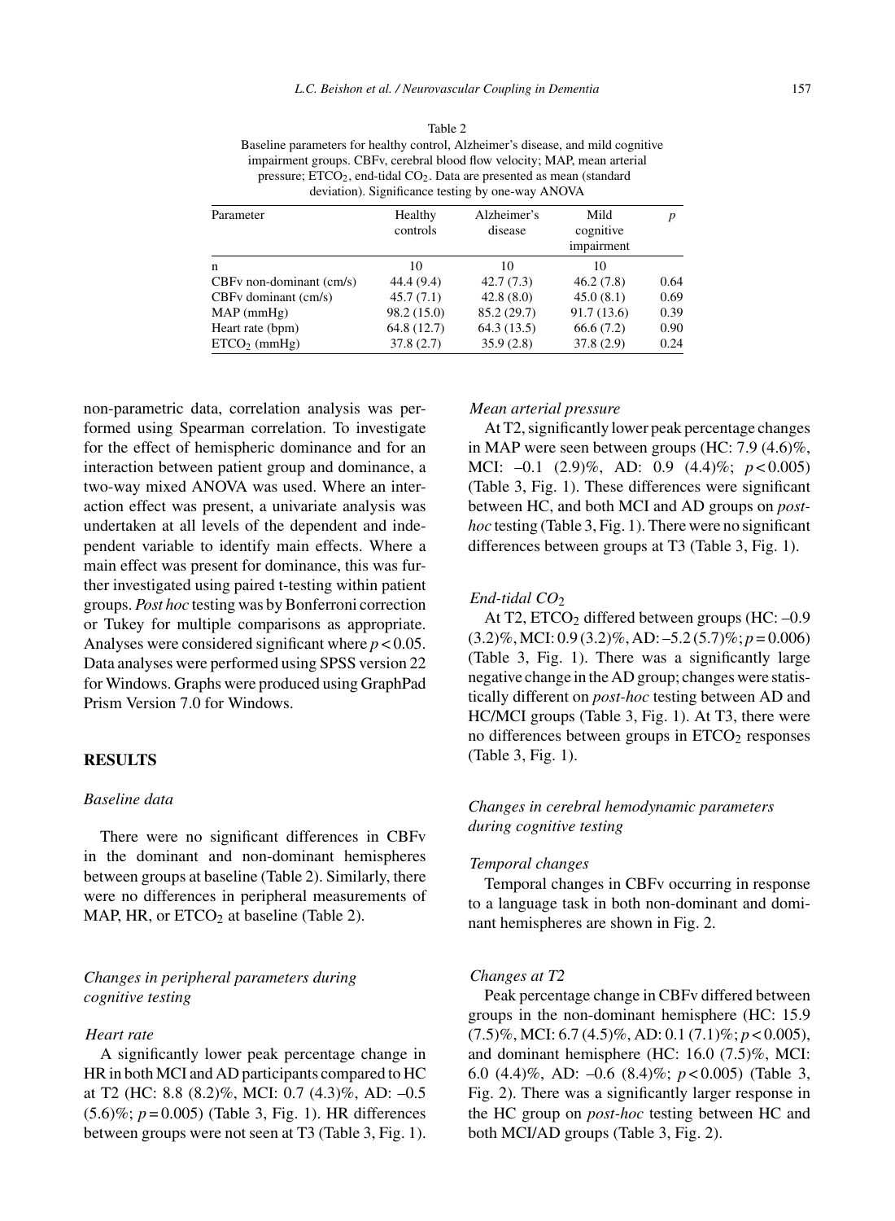Table 2
Baseline parameters for healthy control, Alzheimer's disease, and mild cognitive impairment groups. CBFv, cerebral blood flow velocity; MAP, mean arterial pressure; $ETCO_2$, end-tidal $CO_2$. Data are presented as mean (standard deviation). Significance testing by one-way ANOVA

| Parameter | Healthy controls | Alzheimer's disease | Mild cognitive impairment | *p* |
|---|---|---|---|---|
| n | 10 | 10 | 10 | |
| CBFv non-dominant (cm/s) | 44.4 (9.4) | 42.7 (7.3) | 46.2 (7.8) | 0.64 |
| CBFv dominant (cm/s) | 45.7 (7.1) | 42.8 (8.0) | 45.0 (8.1) | 0.69 |
| MAP (mmHg) | 98.2 (15.0) | 85.2 (29.7) | 91.7 (13.6) | 0.39 |
| Heart rate (bpm) | 64.8 (12.7) | 64.3 (13.5) | 66.6 (7.2) | 0.90 |
| $ETCO_2$ (mmHg) | 37.8 (2.7) | 35.9 (2.8) | 37.8 (2.9) | 0.24 |

non-parametric data, correlation analysis was performed using Spearman correlation. To investigate for the effect of hemispheric dominance and for an interaction between patient group and dominance, a two-way mixed ANOVA was used. Where an interaction effect was present, a univariate analysis was undertaken at all levels of the dependent and independent variable to identify main effects. Where a main effect was present for dominance, this was further investigated using paired t-testing within patient groups. *Post hoc* testing was by Bonferroni correction or Tukey for multiple comparisons as appropriate. Analyses were considered significant where $p < 0.05$. Data analyses were performed using SPSS version 22 for Windows. Graphs were produced using GraphPad Prism Version 7.0 for Windows.

## RESULTS

### *Baseline data*

There were no significant differences in CBFv in the dominant and non-dominant hemispheres between groups at baseline (Table 2). Similarly, there were no differences in peripheral measurements of MAP, HR, or $ETCO_2$ at baseline (Table 2).

### *Changes in peripheral parameters during cognitive testing*

#### *Heart rate*

A significantly lower peak percentage change in HR in both MCI and AD participants compared to HC at T2 (HC: 8.8 (8.2)%, MCI: 0.7 (4.3)%, AD: –0.5 (5.6)%; $p = 0.005$) (Table 3, Fig. 1). HR differences between groups were not seen at T3 (Table 3, Fig. 1).

#### *Mean arterial pressure*

At T2, significantly lower peak percentage changes in MAP were seen between groups (HC: 7.9 (4.6)%, MCI: –0.1 (2.9)%, AD: 0.9 (4.4)%; $p < 0.005$) (Table 3, Fig. 1). These differences were significant between HC, and both MCI and AD groups on *post-hoc* testing (Table 3, Fig. 1). There were no significant differences between groups at T3 (Table 3, Fig. 1).

#### *End-tidal $CO_2$*

At T2, $ETCO_2$ differed between groups (HC: –0.9 (3.2)%, MCI: 0.9 (3.2)%, AD: –5.2 (5.7)%; $p = 0.006$) (Table 3, Fig. 1). There was a significantly large negative change in the AD group; changes were statistically different on *post-hoc* testing between AD and HC/MCI groups (Table 3, Fig. 1). At T3, there were no differences between groups in $ETCO_2$ responses (Table 3, Fig. 1).

### *Changes in cerebral hemodynamic parameters during cognitive testing*

#### *Temporal changes*

Temporal changes in CBFv occurring in response to a language task in both non-dominant and dominant hemispheres are shown in Fig. 2.

#### *Changes at T2*

Peak percentage change in CBFv differed between groups in the non-dominant hemisphere (HC: 15.9 (7.5)%, MCI: 6.7 (4.5)%, AD: 0.1 (7.1)%; $p < 0.005$), and dominant hemisphere (HC: 16.0 (7.5)%, MCI: 6.0 (4.4)%, AD: –0.6 (8.4)%; $p < 0.005$) (Table 3, Fig. 2). There was a significantly larger response in the HC group on *post-hoc* testing between HC and both MCI/AD groups (Table 3, Fig. 2).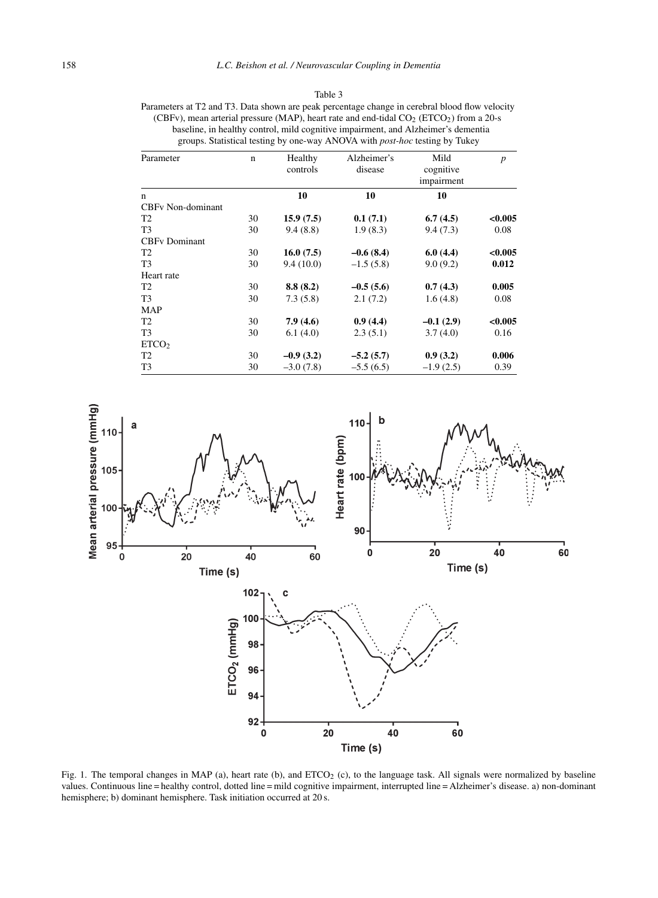Table 3
Parameters at T2 and T3. Data shown are peak percentage change in cerebral blood flow velocity (CBFv), mean arterial pressure (MAP), heart rate and end-tidal $CO_2$ ($ETCO_2$) from a 20-s baseline, in healthy control, mild cognitive impairment, and Alzheimer's dementia groups. Statistical testing by one-way ANOVA with *post-hoc* testing by Tukey

| Parameter | n | Healthy controls | Alzheimer's disease | Mild cognitive impairment | *p* |
|---|---|---|---|---|---|
| n | | **10** | **10** | **10** | |
| CBFv Non-dominant | | | | | |
| T2 | 30 | **15.9 (7.5)** | **0.1 (7.1)** | **6.7 (4.5)** | **<0.005** |
| T3 | 30 | 9.4 (8.8) | 1.9 (8.3) | 9.4 (7.3) | 0.08 |
| CBFv Dominant | | | | | |
| T2 | 30 | **16.0 (7.5)** | **–0.6 (8.4)** | **6.0 (4.4)** | **<0.005** |
| T3 | 30 | 9.4 (10.0) | –1.5 (5.8) | 9.0 (9.2) | **0.012** |
| Heart rate | | | | | |
| T2 | 30 | **8.8 (8.2)** | **–0.5 (5.6)** | **0.7 (4.3)** | **0.005** |
| T3 | 30 | 7.3 (5.8) | 2.1 (7.2) | 1.6 (4.8) | 0.08 |
| MAP | | | | | |
| T2 | 30 | **7.9 (4.6)** | **0.9 (4.4)** | **–0.1 (2.9)** | **<0.005** |
| T3 | 30 | 6.1 (4.0) | 2.3 (5.1) | 3.7 (4.0) | 0.16 |
| $ETCO_2$ | | | | | |
| T2 | 30 | **–0.9 (3.2)** | **–5.2 (5.7)** | **0.9 (3.2)** | **0.006** |
| T3 | 30 | –3.0 (7.8) | –5.5 (6.5) | –1.9 (2.5) | 0.39 |

Fig. 1. The temporal changes in MAP (a), heart rate (b), and $ETCO_2$ (c), to the language task. All signals were normalized by baseline values. Continuous line = healthy control, dotted line = mild cognitive impairment, interrupted line = Alzheimer's disease. a) non-dominant hemisphere; b) dominant hemisphere. Task initiation occurred at 20 s.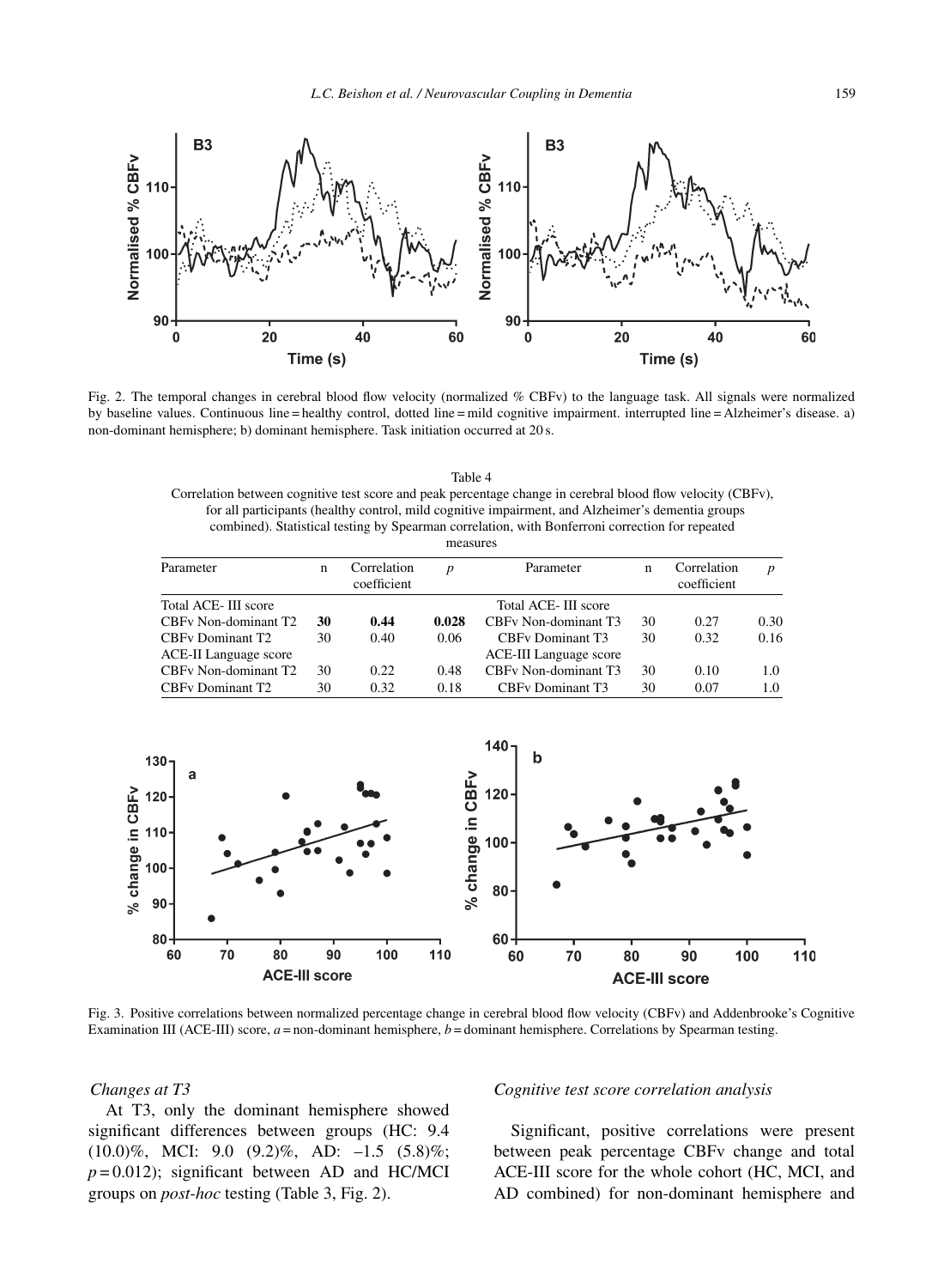Fig. 2. The temporal changes in cerebral blood flow velocity (normalized % CBFv) to the language task. All signals were normalized by baseline values. Continuous line = healthy control, dotted line = mild cognitive impairment. interrupted line = Alzheimer's disease. a) non-dominant hemisphere; b) dominant hemisphere. Task initiation occurred at 20 s.

Table 4
Correlation between cognitive test score and peak percentage change in cerebral blood flow velocity (CBFv), for all participants (healthy control, mild cognitive impairment, and Alzheimer's dementia groups combined). Statistical testing by Spearman correlation, with Bonferroni correction for repeated measures

| Parameter | n | Correlation coefficient | *p* | Parameter | n | Correlation coefficient | *p* |
|---|---|---|---|---|---|---|---|
| Total ACE- III score | | | | Total ACE- III score | | | |
| CBFv Non-dominant T2 | **30** | **0.44** | **0.028** | CBFv Non-dominant T3 | 30 | 0.27 | 0.30 |
| CBFv Dominant T2 | 30 | 0.40 | 0.06 | CBFv Dominant T3 | 30 | 0.32 | 0.16 |
| ACE-II Language score | | | | ACE-III Language score | | | |
| CBFv Non-dominant T2 | 30 | 0.22 | 0.48 | CBFv Non-dominant T3 | 30 | 0.10 | 1.0 |
| CBFv Dominant T2 | 30 | 0.32 | 0.18 | CBFv Dominant T3 | 30 | 0.07 | 1.0 |

Fig. 3. Positive correlations between normalized percentage change in cerebral blood flow velocity (CBFv) and Addenbrooke's Cognitive Examination III (ACE-III) score, *a* = non-dominant hemisphere, *b* = dominant hemisphere. Correlations by Spearman testing.

*Changes at T3*

At T3, only the dominant hemisphere showed significant differences between groups (HC: 9.4 (10.0)%, MCI: 9.0 (9.2)%, AD: –1.5 (5.8)%; $p = 0.012$); significant between AD and HC/MCI groups on *post-hoc* testing (Table 3, Fig. 2).

*Cognitive test score correlation analysis*

Significant, positive correlations were present between peak percentage CBFv change and total ACE-III score for the whole cohort (HC, MCI, and AD combined) for non-dominant hemisphere and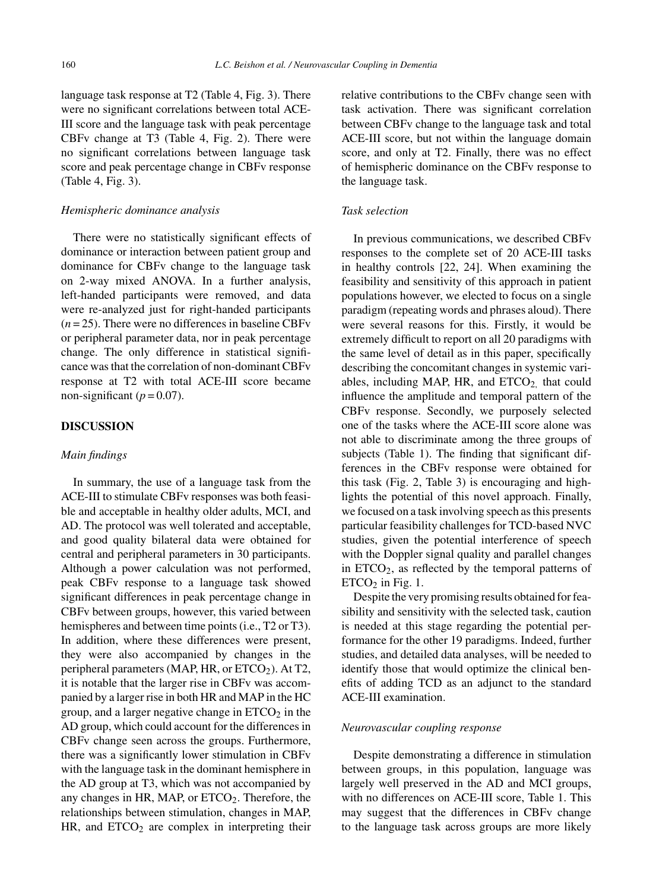language task response at T2 (Table 4, Fig. 3). There were no significant correlations between total ACE-III score and the language task with peak percentage CBFv change at T3 (Table 4, Fig. 2). There were no significant correlations between language task score and peak percentage change in CBFv response (Table 4, Fig. 3).

### *Hemispheric dominance analysis*

There were no statistically significant effects of dominance or interaction between patient group and dominance for CBFv change to the language task on 2-way mixed ANOVA. In a further analysis, left-handed participants were removed, and data were re-analyzed just for right-handed participants ($n = 25$). There were no differences in baseline CBFv or peripheral parameter data, nor in peak percentage change. The only difference in statistical significance was that the correlation of non-dominant CBFv response at T2 with total ACE-III score became non-significant ($p = 0.07$).

## DISCUSSION

### *Main findings*

In summary, the use of a language task from the ACE-III to stimulate CBFv responses was both feasible and acceptable in healthy older adults, MCI, and AD. The protocol was well tolerated and acceptable, and good quality bilateral data were obtained for central and peripheral parameters in 30 participants. Although a power calculation was not performed, peak CBFv response to a language task showed significant differences in peak percentage change in CBFv between groups, however, this varied between hemispheres and between time points (i.e., T2 or T3). In addition, where these differences were present, they were also accompanied by changes in the peripheral parameters (MAP, HR, or $ETCO_2$). At T2, it is notable that the larger rise in CBFv was accompanied by a larger rise in both HR and MAP in the HC group, and a larger negative change in $ETCO_2$ in the AD group, which could account for the differences in CBFv change seen across the groups. Furthermore, there was a significantly lower stimulation in CBFv with the language task in the dominant hemisphere in the AD group at T3, which was not accompanied by any changes in HR, MAP, or $ETCO_2$. Therefore, the relationships between stimulation, changes in MAP, HR, and $ETCO_2$ are complex in interpreting their relative contributions to the CBFv change seen with task activation. There was significant correlation between CBFv change to the language task and total ACE-III score, but not within the language domain score, and only at T2. Finally, there was no effect of hemispheric dominance on the CBFv response to the language task.

### *Task selection*

In previous communications, we described CBFv responses to the complete set of 20 ACE-III tasks in healthy controls [22, 24]. When examining the feasibility and sensitivity of this approach in patient populations however, we elected to focus on a single paradigm (repeating words and phrases aloud). There were several reasons for this. Firstly, it would be extremely difficult to report on all 20 paradigms with the same level of detail as in this paper, specifically describing the concomitant changes in systemic variables, including MAP, HR, and $ETCO_2$, that could influence the amplitude and temporal pattern of the CBFv response. Secondly, we purposely selected one of the tasks where the ACE-III score alone was not able to discriminate among the three groups of subjects (Table 1). The finding that significant differences in the CBFv response were obtained for this task (Fig. 2, Table 3) is encouraging and highlights the potential of this novel approach. Finally, we focused on a task involving speech as this presents particular feasibility challenges for TCD-based NVC studies, given the potential interference of speech with the Doppler signal quality and parallel changes in $ETCO_2$, as reflected by the temporal patterns of $ETCO_2$ in Fig. 1.

Despite the very promising results obtained for feasibility and sensitivity with the selected task, caution is needed at this stage regarding the potential performance for the other 19 paradigms. Indeed, further studies, and detailed data analyses, will be needed to identify those that would optimize the clinical benefits of adding TCD as an adjunct to the standard ACE-III examination.

### *Neurovascular coupling response*

Despite demonstrating a difference in stimulation between groups, in this population, language was largely well preserved in the AD and MCI groups, with no differences on ACE-III score, Table 1. This may suggest that the differences in CBFv change to the language task across groups are more likely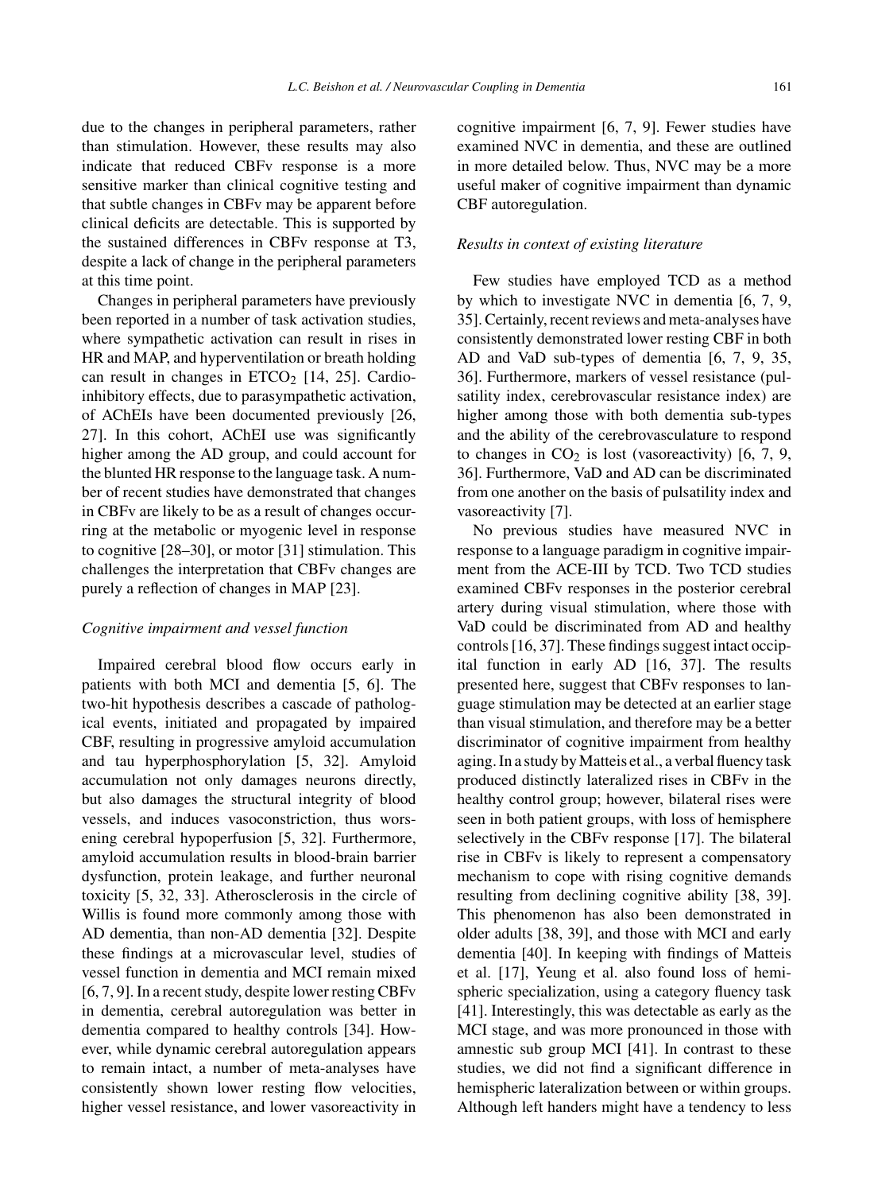due to the changes in peripheral parameters, rather than stimulation. However, these results may also indicate that reduced CBFv response is a more sensitive marker than clinical cognitive testing and that subtle changes in CBFv may be apparent before clinical deficits are detectable. This is supported by the sustained differences in CBFv response at T3, despite a lack of change in the peripheral parameters at this time point.

Changes in peripheral parameters have previously been reported in a number of task activation studies, where sympathetic activation can result in rises in HR and MAP, and hyperventilation or breath holding can result in changes in $ETCO_2$ [14, 25]. Cardioinhibitory effects, due to parasympathetic activation, of AChEIs have been documented previously [26, 27]. In this cohort, AChEI use was significantly higher among the AD group, and could account for the blunted HR response to the language task. A number of recent studies have demonstrated that changes in CBFv are likely to be as a result of changes occurring at the metabolic or myogenic level in response to cognitive [28–30], or motor [31] stimulation. This challenges the interpretation that CBFv changes are purely a reflection of changes in MAP [23].

### *Cognitive impairment and vessel function*

Impaired cerebral blood flow occurs early in patients with both MCI and dementia [5, 6]. The two-hit hypothesis describes a cascade of pathological events, initiated and propagated by impaired CBF, resulting in progressive amyloid accumulation and tau hyperphosphorylation [5, 32]. Amyloid accumulation not only damages neurons directly, but also damages the structural integrity of blood vessels, and induces vasoconstriction, thus worsening cerebral hypoperfusion [5, 32]. Furthermore, amyloid accumulation results in blood-brain barrier dysfunction, protein leakage, and further neuronal toxicity [5, 32, 33]. Atherosclerosis in the circle of Willis is found more commonly among those with AD dementia, than non-AD dementia [32]. Despite these findings at a microvascular level, studies of vessel function in dementia and MCI remain mixed [6, 7, 9]. In a recent study, despite lower resting CBFv in dementia, cerebral autoregulation was better in dementia compared to healthy controls [34]. However, while dynamic cerebral autoregulation appears to remain intact, a number of meta-analyses have consistently shown lower resting flow velocities, higher vessel resistance, and lower vasoreactivity in cognitive impairment [6, 7, 9]. Fewer studies have examined NVC in dementia, and these are outlined in more detailed below. Thus, NVC may be a more useful maker of cognitive impairment than dynamic CBF autoregulation.

### *Results in context of existing literature*

Few studies have employed TCD as a method by which to investigate NVC in dementia [6, 7, 9, 35]. Certainly, recent reviews and meta-analyses have consistently demonstrated lower resting CBF in both AD and VaD sub-types of dementia [6, 7, 9, 35, 36]. Furthermore, markers of vessel resistance (pulsatility index, cerebrovascular resistance index) are higher among those with both dementia sub-types and the ability of the cerebrovasculature to respond to changes in $CO_2$ is lost (vasoreactivity) [6, 7, 9, 36]. Furthermore, VaD and AD can be discriminated from one another on the basis of pulsatility index and vasoreactivity [7].

No previous studies have measured NVC in response to a language paradigm in cognitive impairment from the ACE-III by TCD. Two TCD studies examined CBFv responses in the posterior cerebral artery during visual stimulation, where those with VaD could be discriminated from AD and healthy controls [16, 37]. These findings suggest intact occipital function in early AD [16, 37]. The results presented here, suggest that CBFv responses to language stimulation may be detected at an earlier stage than visual stimulation, and therefore may be a better discriminator of cognitive impairment from healthy aging. In a study by Matteis et al., a verbal fluency task produced distinctly lateralized rises in CBFv in the healthy control group; however, bilateral rises were seen in both patient groups, with loss of hemisphere selectively in the CBFv response [17]. The bilateral rise in CBFv is likely to represent a compensatory mechanism to cope with rising cognitive demands resulting from declining cognitive ability [38, 39]. This phenomenon has also been demonstrated in older adults [38, 39], and those with MCI and early dementia [40]. In keeping with findings of Matteis et al. [17], Yeung et al. also found loss of hemispheric specialization, using a category fluency task [41]. Interestingly, this was detectable as early as the MCI stage, and was more pronounced in those with amnestic sub group MCI [41]. In contrast to these studies, we did not find a significant difference in hemispheric lateralization between or within groups. Although left handers might have a tendency to less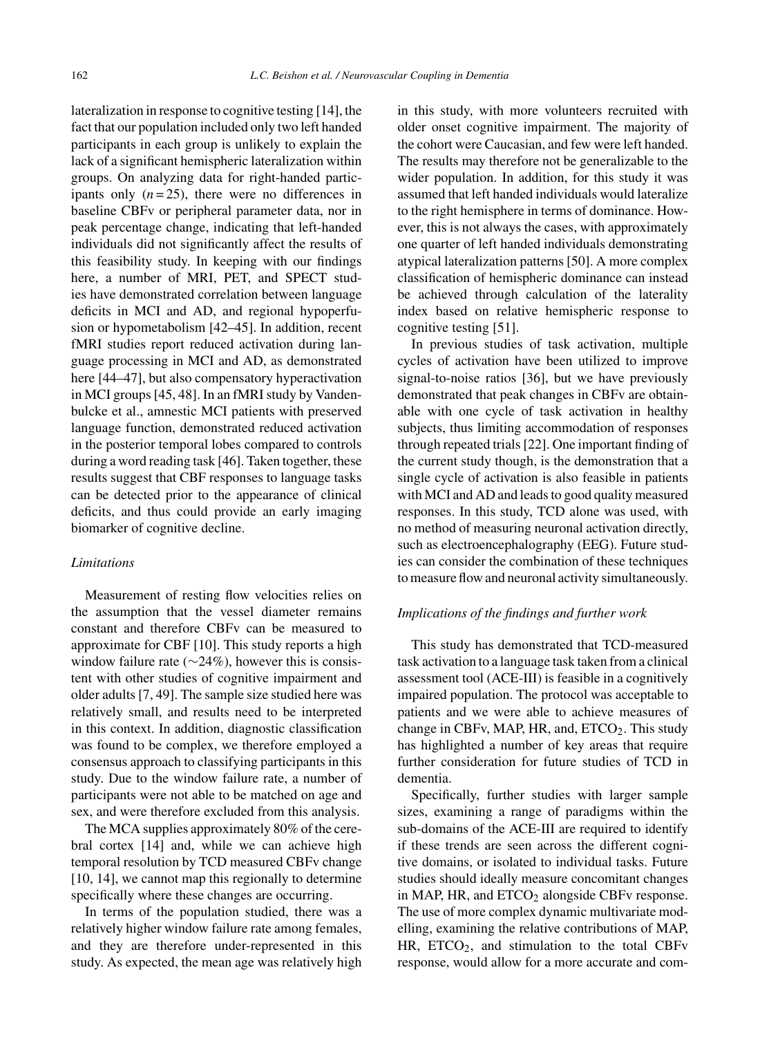lateralization in response to cognitive testing [14], the fact that our population included only two left handed participants in each group is unlikely to explain the lack of a significant hemispheric lateralization within groups. On analyzing data for right-handed participants only ($n = 25$), there were no differences in baseline CBFv or peripheral parameter data, nor in peak percentage change, indicating that left-handed individuals did not significantly affect the results of this feasibility study. In keeping with our findings here, a number of MRI, PET, and SPECT studies have demonstrated correlation between language deficits in MCI and AD, and regional hypoperfusion or hypometabolism [42–45]. In addition, recent fMRI studies report reduced activation during language processing in MCI and AD, as demonstrated here [44–47], but also compensatory hyperactivation in MCI groups [45, 48]. In an fMRI study by Vandenbulcke et al., amnestic MCI patients with preserved language function, demonstrated reduced activation in the posterior temporal lobes compared to controls during a word reading task [46]. Taken together, these results suggest that CBF responses to language tasks can be detected prior to the appearance of clinical deficits, and thus could provide an early imaging biomarker of cognitive decline.

### *Limitations*

Measurement of resting flow velocities relies on the assumption that the vessel diameter remains constant and therefore CBFv can be measured to approximate for CBF [10]. This study reports a high window failure rate (~24%), however this is consistent with other studies of cognitive impairment and older adults [7, 49]. The sample size studied here was relatively small, and results need to be interpreted in this context. In addition, diagnostic classification was found to be complex, we therefore employed a consensus approach to classifying participants in this study. Due to the window failure rate, a number of participants were not able to be matched on age and sex, and were therefore excluded from this analysis.

The MCA supplies approximately 80% of the cerebral cortex [14] and, while we can achieve high temporal resolution by TCD measured CBFv change [10, 14], we cannot map this regionally to determine specifically where these changes are occurring.

In terms of the population studied, there was a relatively higher window failure rate among females, and they are therefore under-represented in this study. As expected, the mean age was relatively high in this study, with more volunteers recruited with older onset cognitive impairment. The majority of the cohort were Caucasian, and few were left handed. The results may therefore not be generalizable to the wider population. In addition, for this study it was assumed that left handed individuals would lateralize to the right hemisphere in terms of dominance. However, this is not always the cases, with approximately one quarter of left handed individuals demonstrating atypical lateralization patterns [50]. A more complex classification of hemispheric dominance can instead be achieved through calculation of the laterality index based on relative hemispheric response to cognitive testing [51].

In previous studies of task activation, multiple cycles of activation have been utilized to improve signal-to-noise ratios [36], but we have previously demonstrated that peak changes in CBFv are obtainable with one cycle of task activation in healthy subjects, thus limiting accommodation of responses through repeated trials [22]. One important finding of the current study though, is the demonstration that a single cycle of activation is also feasible in patients with MCI and AD and leads to good quality measured responses. In this study, TCD alone was used, with no method of measuring neuronal activation directly, such as electroencephalography (EEG). Future studies can consider the combination of these techniques to measure flow and neuronal activity simultaneously.

### *Implications of the findings and further work*

This study has demonstrated that TCD-measured task activation to a language task taken from a clinical assessment tool (ACE-III) is feasible in a cognitively impaired population. The protocol was acceptable to patients and we were able to achieve measures of change in CBFv, MAP, HR, and, $ETCO_2$. This study has highlighted a number of key areas that require further consideration for future studies of TCD in dementia.

Specifically, further studies with larger sample sizes, examining a range of paradigms within the sub-domains of the ACE-III are required to identify if these trends are seen across the different cognitive domains, or isolated to individual tasks. Future studies should ideally measure concomitant changes in MAP, HR, and $ETCO_2$ alongside CBFv response. The use of more complex dynamic multivariate modelling, examining the relative contributions of MAP, HR, $ETCO_2$, and stimulation to the total CBFv response, would allow for a more accurate and com-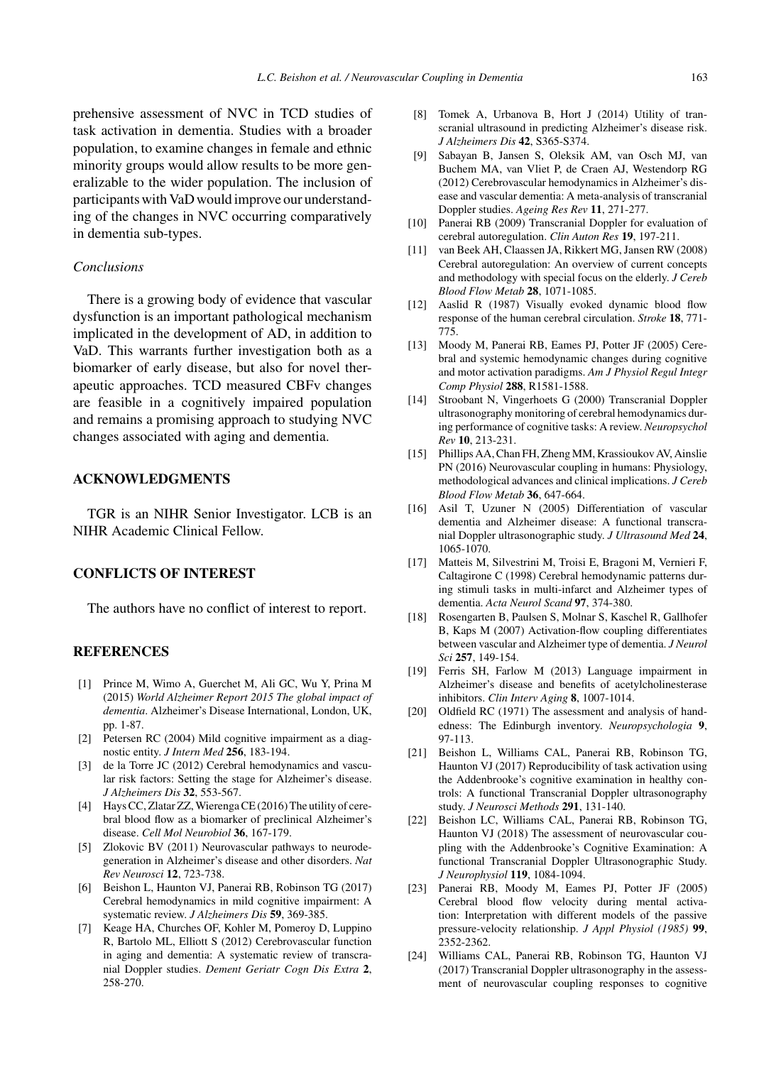prehensive assessment of NVC in TCD studies of task activation in dementia. Studies with a broader population, to examine changes in female and ethnic minority groups would allow results to be more generalizable to the wider population. The inclusion of participants with VaD would improve our understanding of the changes in NVC occurring comparatively in dementia sub-types.

### *Conclusions*

There is a growing body of evidence that vascular dysfunction is an important pathological mechanism implicated in the development of AD, in addition to VaD. This warrants further investigation both as a biomarker of early disease, but also for novel therapeutic approaches. TCD measured CBFv changes are feasible in a cognitively impaired population and remains a promising approach to studying NVC changes associated with aging and dementia.

## ACKNOWLEDGMENTS

TGR is an NIHR Senior Investigator. LCB is an NIHR Academic Clinical Fellow.

## CONFLICTS OF INTEREST

The authors have no conflict of interest to report.

## REFERENCES

[1] Prince M, Wimo A, Guerchet M, Ali GC, Wu Y, Prina M (2015) *World Alzheimer Report 2015 The global impact of dementia*. Alzheimer's Disease International, London, UK, pp. 1-87.

[2] Petersen RC (2004) Mild cognitive impairment as a diagnostic entity. *J Intern Med* **256**, 183-194.

[3] de la Torre JC (2012) Cerebral hemodynamics and vascular risk factors: Setting the stage for Alzheimer's disease. *J Alzheimers Dis* **32**, 553-567.

[4] Hays CC, Zlatar ZZ, Wierenga CE (2016) The utility of cerebral blood flow as a biomarker of preclinical Alzheimer's disease. *Cell Mol Neurobiol* **36**, 167-179.

[5] Zlokovic BV (2011) Neurovascular pathways to neurodegeneration in Alzheimer's disease and other disorders. *Nat Rev Neurosci* **12**, 723-738.

[6] Beishon L, Haunton VJ, Panerai RB, Robinson TG (2017) Cerebral hemodynamics in mild cognitive impairment: A systematic review. *J Alzheimers Dis* **59**, 369-385.

[7] Keage HA, Churches OF, Kohler M, Pomeroy D, Luppino R, Bartolo ML, Elliott S (2012) Cerebrovascular function in aging and dementia: A systematic review of transcranial Doppler studies. *Dement Geriatr Cogn Dis Extra* **2**, 258-270.

[8] Tomek A, Urbanova B, Hort J (2014) Utility of transcranial ultrasound in predicting Alzheimer's disease risk. *J Alzheimers Dis* **42**, S365-S374.

[9] Sabayan B, Jansen S, Oleksik AM, van Osch MJ, van Buchem MA, van Vliet P, de Craen AJ, Westendorp RG (2012) Cerebrovascular hemodynamics in Alzheimer's disease and vascular dementia: A meta-analysis of transcranial Doppler studies. *Ageing Res Rev* **11**, 271-277.

[10] Panerai RB (2009) Transcranial Doppler for evaluation of cerebral autoregulation. *Clin Auton Res* **19**, 197-211.

[11] van Beek AH, Claassen JA, Rikkert MG, Jansen RW (2008) Cerebral autoregulation: An overview of current concepts and methodology with special focus on the elderly. *J Cereb Blood Flow Metab* **28**, 1071-1085.

[12] Aaslid R (1987) Visually evoked dynamic blood flow response of the human cerebral circulation. *Stroke* **18**, 771-775.

[13] Moody M, Panerai RB, Eames PJ, Potter JF (2005) Cerebral and systemic hemodynamic changes during cognitive and motor activation paradigms. *Am J Physiol Regul Integr Comp Physiol* **288**, R1581-1588.

[14] Stroobant N, Vingerhoets G (2000) Transcranial Doppler ultrasonography monitoring of cerebral hemodynamics during performance of cognitive tasks: A review. *Neuropsychol Rev* **10**, 213-231.

[15] Phillips AA, Chan FH, Zheng MM, Krassioukov AV, Ainslie PN (2016) Neurovascular coupling in humans: Physiology, methodological advances and clinical implications. *J Cereb Blood Flow Metab* **36**, 647-664.

[16] Asil T, Uzuner N (2005) Differentiation of vascular dementia and Alzheimer disease: A functional transcranial Doppler ultrasonographic study. *J Ultrasound Med* **24**, 1065-1070.

[17] Matteis M, Silvestrini M, Troisi E, Bragoni M, Vernieri F, Caltagirone C (1998) Cerebral hemodynamic patterns during stimuli tasks in multi-infarct and Alzheimer types of dementia. *Acta Neurol Scand* **97**, 374-380.

[18] Rosengarten B, Paulsen S, Molnar S, Kaschel R, Gallhofer B, Kaps M (2007) Activation-flow coupling differentiates between vascular and Alzheimer type of dementia. *J Neurol Sci* **257**, 149-154.

[19] Ferris SH, Farlow M (2013) Language impairment in Alzheimer's disease and benefits of acetylcholinesterase inhibitors. *Clin Interv Aging* **8**, 1007-1014.

[20] Oldfield RC (1971) The assessment and analysis of handedness: The Edinburgh inventory. *Neuropsychologia* **9**, 97-113.

[21] Beishon L, Williams CAL, Panerai RB, Robinson TG, Haunton VJ (2017) Reproducibility of task activation using the Addenbrooke's cognitive examination in healthy controls: A functional Transcranial Doppler ultrasonography study. *J Neurosci Methods* **291**, 131-140.

[22] Beishon LC, Williams CAL, Panerai RB, Robinson TG, Haunton VJ (2018) The assessment of neurovascular coupling with the Addenbrooke's Cognitive Examination: A functional Transcranial Doppler Ultrasonographic Study. *J Neurophysiol* **119**, 1084-1094.

[23] Panerai RB, Moody M, Eames PJ, Potter JF (2005) Cerebral blood flow velocity during mental activation: Interpretation with different models of the passive pressure-velocity relationship. *J Appl Physiol (1985)* **99**, 2352-2362.

[24] Williams CAL, Panerai RB, Robinson TG, Haunton VJ (2017) Transcranial Doppler ultrasonography in the assessment of neurovascular coupling responses to cognitive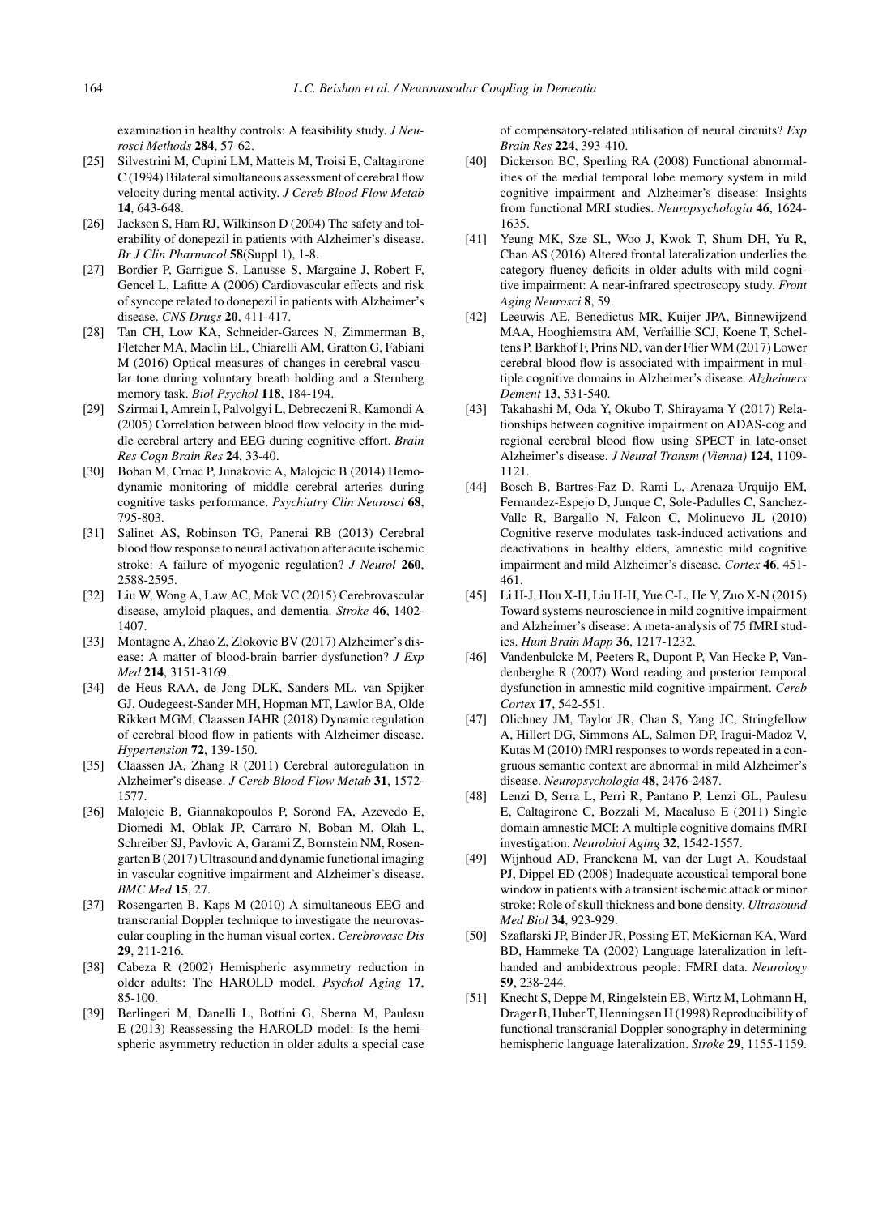examination in healthy controls: A feasibility study. *J Neurosci Methods* **284**, 57-62.

[25] Silvestrini M, Cupini LM, Matteis M, Troisi E, Caltagirone C (1994) Bilateral simultaneous assessment of cerebral flow velocity during mental activity. *J Cereb Blood Flow Metab* **14**, 643-648.

[26] Jackson S, Ham RJ, Wilkinson D (2004) The safety and tolerability of donepezil in patients with Alzheimer's disease. *Br J Clin Pharmacol* **58**(Suppl 1), 1-8.

[27] Bordier P, Garrigue S, Lanusse S, Margaine J, Robert F, Gencel L, Lafitte A (2006) Cardiovascular effects and risk of syncope related to donepezil in patients with Alzheimer's disease. *CNS Drugs* **20**, 411-417.

[28] Tan CH, Low KA, Schneider-Garces N, Zimmerman B, Fletcher MA, Maclin EL, Chiarelli AM, Gratton G, Fabiani M (2016) Optical measures of changes in cerebral vascular tone during voluntary breath holding and a Sternberg memory task. *Biol Psychol* **118**, 184-194.

[29] Szirmai I, Amrein I, Palvolgyi L, Debreczeni R, Kamondi A (2005) Correlation between blood flow velocity in the middle cerebral artery and EEG during cognitive effort. *Brain Res Cogn Brain Res* **24**, 33-40.

[30] Boban M, Crnac P, Junakovic A, Malojcic B (2014) Hemodynamic monitoring of middle cerebral arteries during cognitive tasks performance. *Psychiatry Clin Neurosci* **68**, 795-803.

[31] Salinet AS, Robinson TG, Panerai RB (2013) Cerebral blood flow response to neural activation after acute ischemic stroke: A failure of myogenic regulation? *J Neurol* **260**, 2588-2595.

[32] Liu W, Wong A, Law AC, Mok VC (2015) Cerebrovascular disease, amyloid plaques, and dementia. *Stroke* **46**, 1402-1407.

[33] Montagne A, Zhao Z, Zlokovic BV (2017) Alzheimer's disease: A matter of blood-brain barrier dysfunction? *J Exp Med* **214**, 3151-3169.

[34] de Heus RAA, de Jong DLK, Sanders ML, van Spijker GJ, Oudegeest-Sander MH, Hopman MT, Lawlor BA, Olde Rikkert MGM, Claassen JAHR (2018) Dynamic regulation of cerebral blood flow in patients with Alzheimer disease. *Hypertension* **72**, 139-150.

[35] Claassen JA, Zhang R (2011) Cerebral autoregulation in Alzheimer's disease. *J Cereb Blood Flow Metab* **31**, 1572-1577.

[36] Malojcic B, Giannakopoulos P, Sorond FA, Azevedo E, Diomedi M, Oblak JP, Carraro N, Boban M, Olah L, Schreiber SJ, Pavlovic A, Garami Z, Bornstein NM, Rosengarten B (2017) Ultrasound and dynamic functional imaging in vascular cognitive impairment and Alzheimer's disease. *BMC Med* **15**, 27.

[37] Rosengarten B, Kaps M (2010) A simultaneous EEG and transcranial Doppler technique to investigate the neurovascular coupling in the human visual cortex. *Cerebrovasc Dis* **29**, 211-216.

[38] Cabeza R (2002) Hemispheric asymmetry reduction in older adults: The HAROLD model. *Psychol Aging* **17**, 85-100.

[39] Berlingeri M, Danelli L, Bottini G, Sberna M, Paulesu E (2013) Reassessing the HAROLD model: Is the hemispheric asymmetry reduction in older adults a special case of compensatory-related utilisation of neural circuits? *Exp Brain Res* **224**, 393-410.

[40] Dickerson BC, Sperling RA (2008) Functional abnormalities of the medial temporal lobe memory system in mild cognitive impairment and Alzheimer's disease: Insights from functional MRI studies. *Neuropsychologia* **46**, 1624-1635.

[41] Yeung MK, Sze SL, Woo J, Kwok T, Shum DH, Yu R, Chan AS (2016) Altered frontal lateralization underlies the category fluency deficits in older adults with mild cognitive impairment: A near-infrared spectroscopy study. *Front Aging Neurosci* **8**, 59.

[42] Leeuwis AE, Benedictus MR, Kuijer JPA, Binnewijzend MAA, Hooghiemstra AM, Verfaillie SCJ, Koene T, Scheltens P, Barkhof F, Prins ND, van der Flier WM (2017) Lower cerebral blood flow is associated with impairment in multiple cognitive domains in Alzheimer's disease. *Alzheimers Dement* **13**, 531-540.

[43] Takahashi M, Oda Y, Okubo T, Shirayama Y (2017) Relationships between cognitive impairment on ADAS-cog and regional cerebral blood flow using SPECT in late-onset Alzheimer's disease. *J Neural Transm (Vienna)* **124**, 1109-1121.

[44] Bosch B, Bartres-Faz D, Rami L, Arenaza-Urquijo EM, Fernandez-Espejo D, Junque C, Sole-Padulles C, Sanchez-Valle R, Bargallo N, Falcon C, Molinuevo JL (2010) Cognitive reserve modulates task-induced activations and deactivations in healthy elders, amnestic mild cognitive impairment and mild Alzheimer's disease. *Cortex* **46**, 451-461.

[45] Li H-J, Hou X-H, Liu H-H, Yue C-L, He Y, Zuo X-N (2015) Toward systems neuroscience in mild cognitive impairment and Alzheimer's disease: A meta-analysis of 75 fMRI studies. *Hum Brain Mapp* **36**, 1217-1232.

[46] Vandenbulcke M, Peeters R, Dupont P, Van Hecke P, Vandenberghe R (2007) Word reading and posterior temporal dysfunction in amnestic mild cognitive impairment. *Cereb Cortex* **17**, 542-551.

[47] Olichney JM, Taylor JR, Chan S, Yang JC, Stringfellow A, Hillert DG, Simmons AL, Salmon DP, Iragui-Madoz V, Kutas M (2010) fMRI responses to words repeated in a congruous semantic context are abnormal in mild Alzheimer's disease. *Neuropsychologia* **48**, 2476-2487.

[48] Lenzi D, Serra L, Perri R, Pantano P, Lenzi GL, Paulesu E, Caltagirone C, Bozzali M, Macaluso E (2011) Single domain amnestic MCI: A multiple cognitive domains fMRI investigation. *Neurobiol Aging* **32**, 1542-1557.

[49] Wijnhoud AD, Franckena M, van der Lugt A, Koudstaal PJ, Dippel ED (2008) Inadequate acoustical temporal bone window in patients with a transient ischemic attack or minor stroke: Role of skull thickness and bone density. *Ultrasound Med Biol* **34**, 923-929.

[50] Szaflarski JP, Binder JR, Possing ET, McKiernan KA, Ward BD, Hammeke TA (2002) Language lateralization in left-handed and ambidextrous people: FMRI data. *Neurology* **59**, 238-244.

[51] Knecht S, Deppe M, Ringelstein EB, Wirtz M, Lohmann H, Drager B, Huber T, Henningsen H (1998) Reproducibility of functional transcranial Doppler sonography in determining hemispheric language lateralization. *Stroke* **29**, 1155-1159.